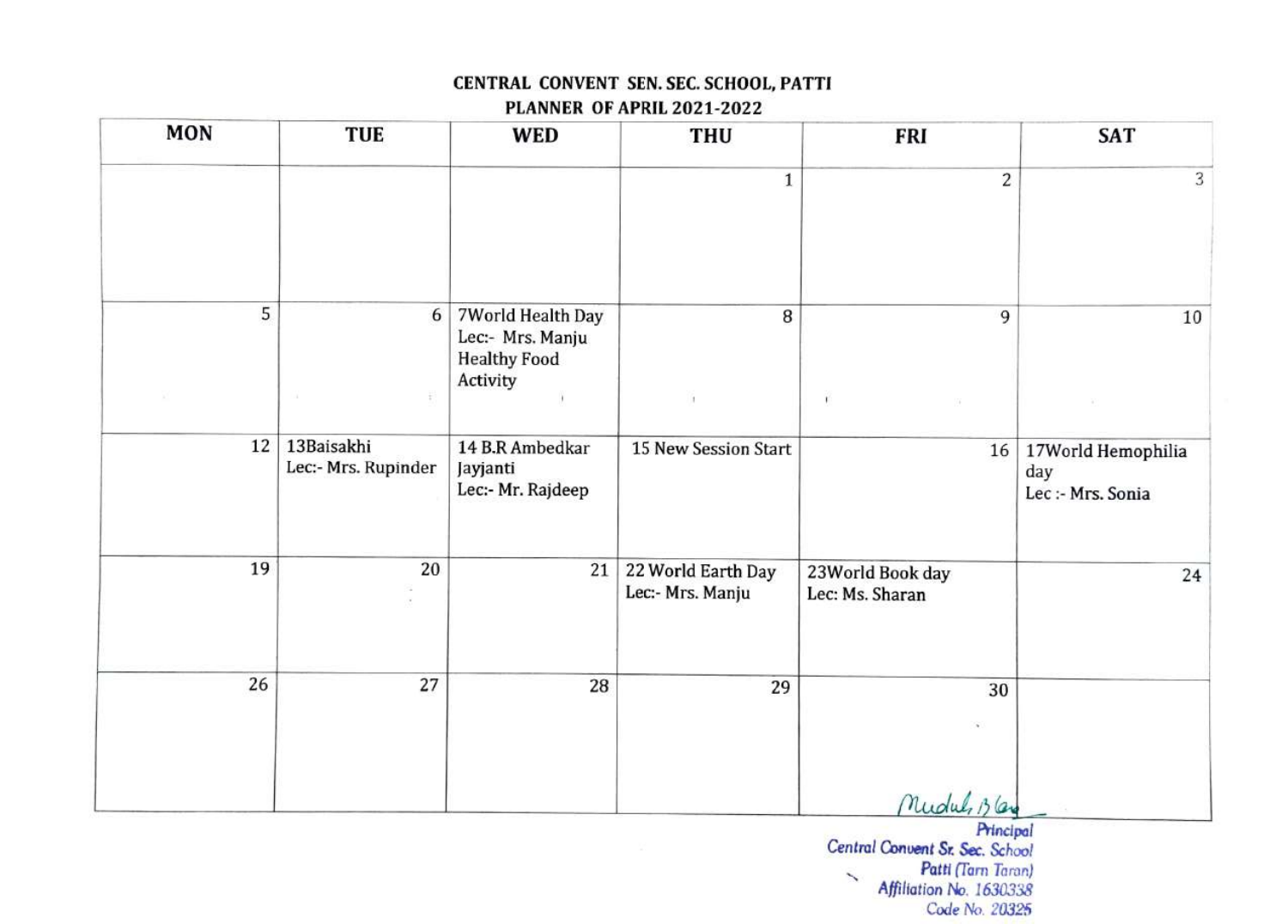# CENTRAL CONVENT SEN. SEC. SCHOOL, PATTI

## PLANNER OF APRIL 2021-2022

| MON | TUE | WED | THU | FRI | SAT |
|---|---|---|---|---|---|
| | | | 1 | 2 | 3 |
| 5 | 6 | 7World Health Day<br>Lec:- Mrs. Manju<br>Healthy Food Activity | 8 | 9 | 10 |
| 12 | 13Baisakhi<br>Lec:- Mrs. Rupinder | 14 B.R Ambedkar Jayjanti<br>Lec:- Mr. Rajdeep | 15 New Session Start | 16 | 17World Hemophilia day<br>Lec :- Mrs. Sonia |
| 19 | 20 | 21 | 22 World Earth Day<br>Lec:- Mrs. Manju | 23World Book day<br>Lec: Ms. Sharan | 24 |
| 26 | 27 | 28 | 29 | 30 | |

Mridul Bla

Principal
Central Convent Sr. Sec. School
Patti (Tarn Taran)
Affiliation No. 1630338
Code No. 20325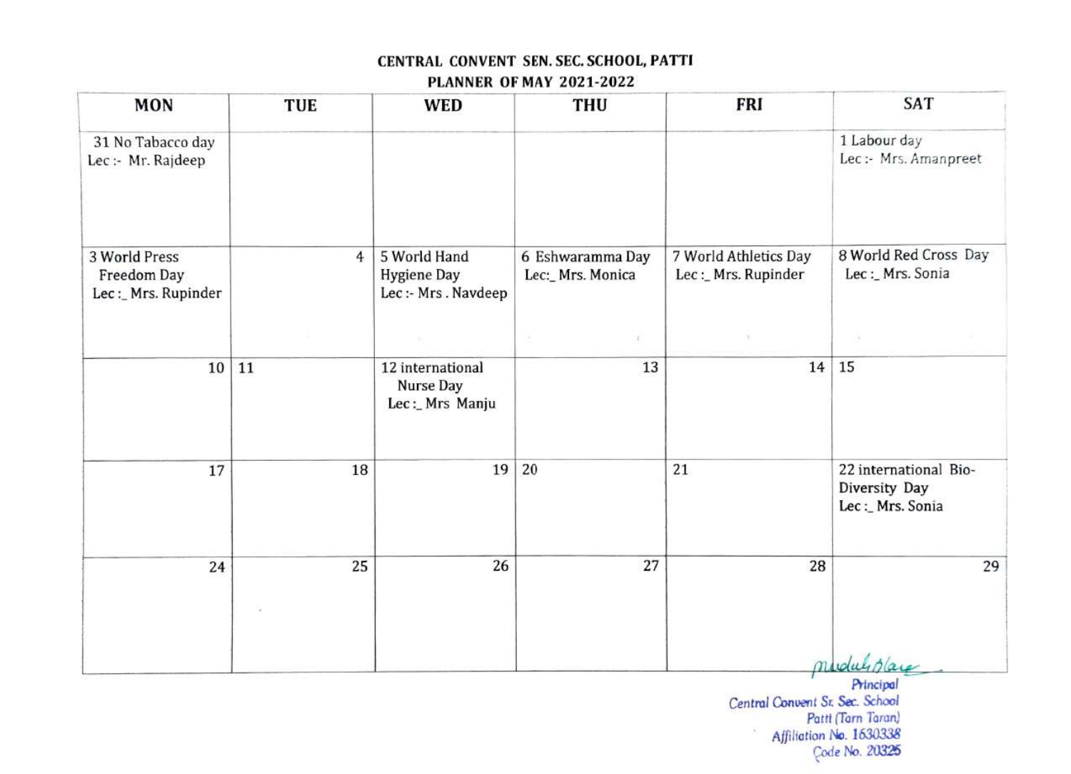# CENTRAL CONVENT SEN. SEC. SCHOOL, PATTI

## PLANNER OF MAY 2021-2022

| MON | TUE | WED | THU | FRI | SAT |
|---|---|---|---|---|---|
| 31 No Tabacco day Lec :- Mr. Rajdeep | | | | | 1 Labour day Lec :- Mrs. Amanpreet |
| 3 World Press Freedom Day Lec :_ Mrs. Rupinder | 4 | 5 World Hand Hygiene Day Lec :- Mrs . Navdeep | 6 Eshwaramma Day Lec:_ Mrs. Monica | 7 World Athletics Day Lec :_ Mrs. Rupinder | 8 World Red Cross Day Lec :_ Mrs. Sonia |
| 10 | 11 | 12 international Nurse Day Lec :_ Mrs Manju | 13 | 14 | 15 |
| 17 | 18 | 19 | 20 | 21 | 22 international Bio-Diversity Day Lec :_ Mrs. Sonia |
| 24 | 25 | 26 | 27 | 28 | 29 |

Principal
Central Convent Sr. Sec. School
Patti (Tarn Taran)
Affiliation No. 1630338
Code No. 20325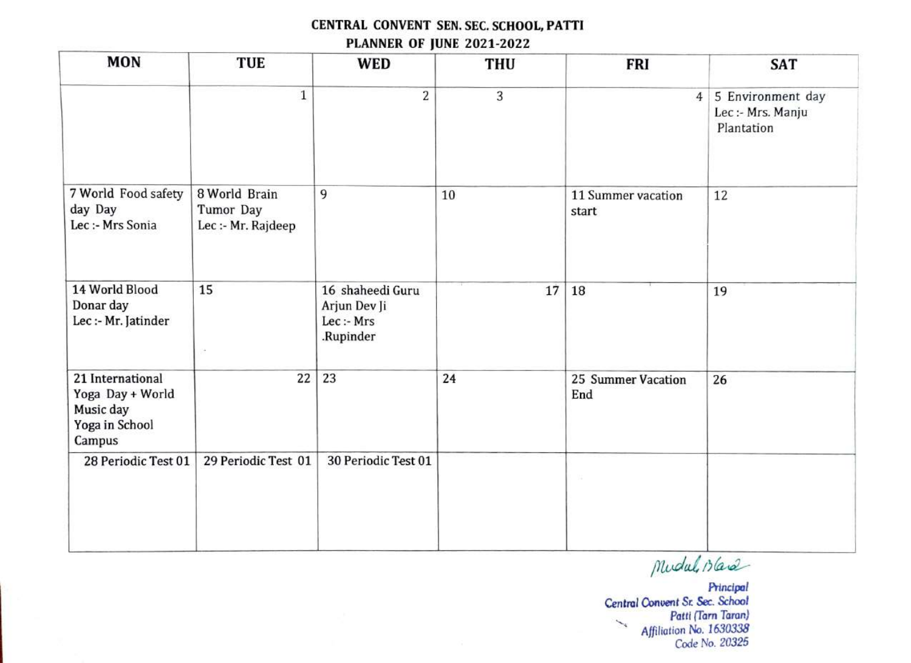**CENTRAL CONVENT SEN. SEC. SCHOOL, PATTI**

**PLANNER OF JUNE 2021-2022**

| MON | TUE | WED | THU | FRI | SAT |
|---|---|---|---|---|---|
| | 1 | 2 | 3 | 4 | 5 Environment day<br>Lec :- Mrs. Manju<br>Plantation |
| 7 World Food safety day Day<br>Lec :- Mrs Sonia | 8 World Brain Tumor Day<br>Lec :- Mr. Rajdeep | 9 | 10 | 11 Summer vacation start | 12 |
| 14 World Blood Donar day<br>Lec :- Mr. Jatinder | 15 | 16 shaheedi Guru Arjun Dev Ji<br>Lec :- Mrs .Rupinder | 17 | 18 | 19 |
| 21 International Yoga Day + World Music day<br>Yoga in School Campus | 22 | 23 | 24 | 25 Summer Vacation End | 26 |
| 28 Periodic Test 01 | 29 Periodic Test 01 | 30 Periodic Test 01 | | | |

Mudul Blas

Principal
Central Convent Sr. Sec. School
Patti (Tarn Taran)
Affiliation No. 1630338
Code No. 20325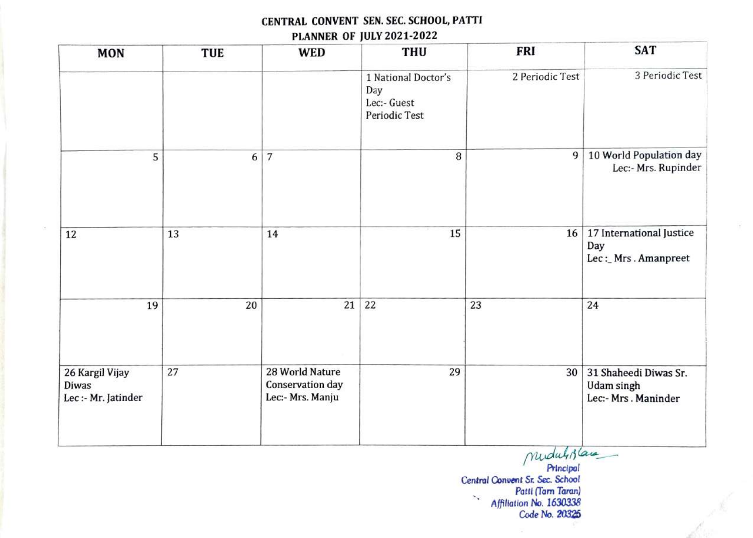# CENTRAL CONVENT SEN. SEC. SCHOOL, PATTI

## PLANNER OF JULY 2021-2022

| MON | TUE | WED | THU | FRI | SAT |
|---|---|---|---|---|---|
| | | | 1 National Doctor's Day<br>Lec:- Guest<br>Periodic Test | 2 Periodic Test | 3 Periodic Test |
| 5 | 6 | 7 | 8 | 9 | 10 World Population day<br>Lec:- Mrs. Rupinder |
| 12 | 13 | 14 | 15 | 16 | 17 International Justice Day<br>Lec :_ Mrs . Amanpreet |
| 19 | 20 | 21 | 22 | 23 | 24 |
| 26 Kargil Vijay Diwas<br>Lec :- Mr. Jatinder | 27 | 28 World Nature Conservation day<br>Lec:- Mrs. Manju | 29 | 30 | 31 Shaheedi Diwas Sr. Udam singh<br>Lec:- Mrs . Maninder |

Principal
Central Convent Sr. Sec. School
Patti (Tarn Taran)
Affiliation No. 1630338
Code No. 20325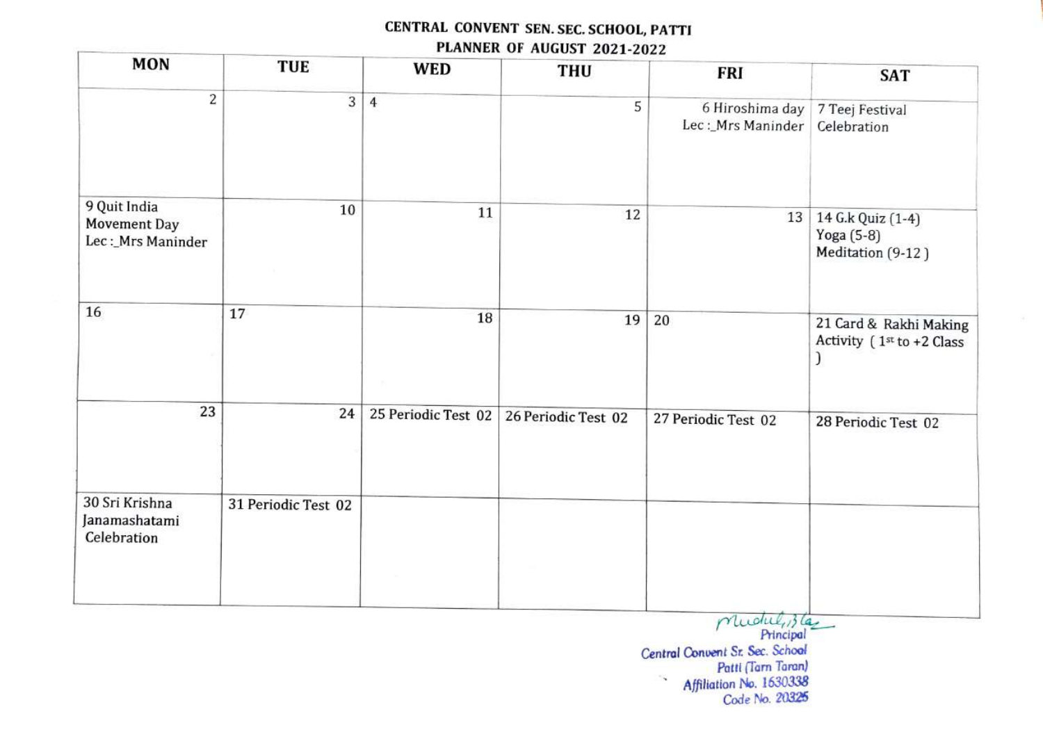# CENTRAL CONVENT SEN. SEC. SCHOOL, PATTI

## PLANNER OF AUGUST 2021-2022

| MON | TUE | WED | THU | FRI | SAT |
|---|---|---|---|---|---|
| 2 | 3 | 4 | 5 | 6 Hiroshima day Lec :_Mrs Maninder | 7 Teej Festival Celebration |
| 9 Quit India Movement Day Lec :_Mrs Maninder | 10 | 11 | 12 | 13 | 14 G.k Quiz (1-4) Yoga (5-8) Meditation (9-12 ) |
| 16 | 17 | 18 | 19 | 20 | 21 Card & Rakhi Making Activity ( 1st to +2 Class ) |
| 23 | 24 | 25 Periodic Test 02 | 26 Periodic Test 02 | 27 Periodic Test 02 | 28 Periodic Test 02 |
| 30 Sri Krishna Janamashatami Celebration | 31 Periodic Test 02 | | | | |

Principal
Central Convent Sr. Sec. School
Patti (Tarn Taran)
Affiliation No. 1630338
Code No. 20325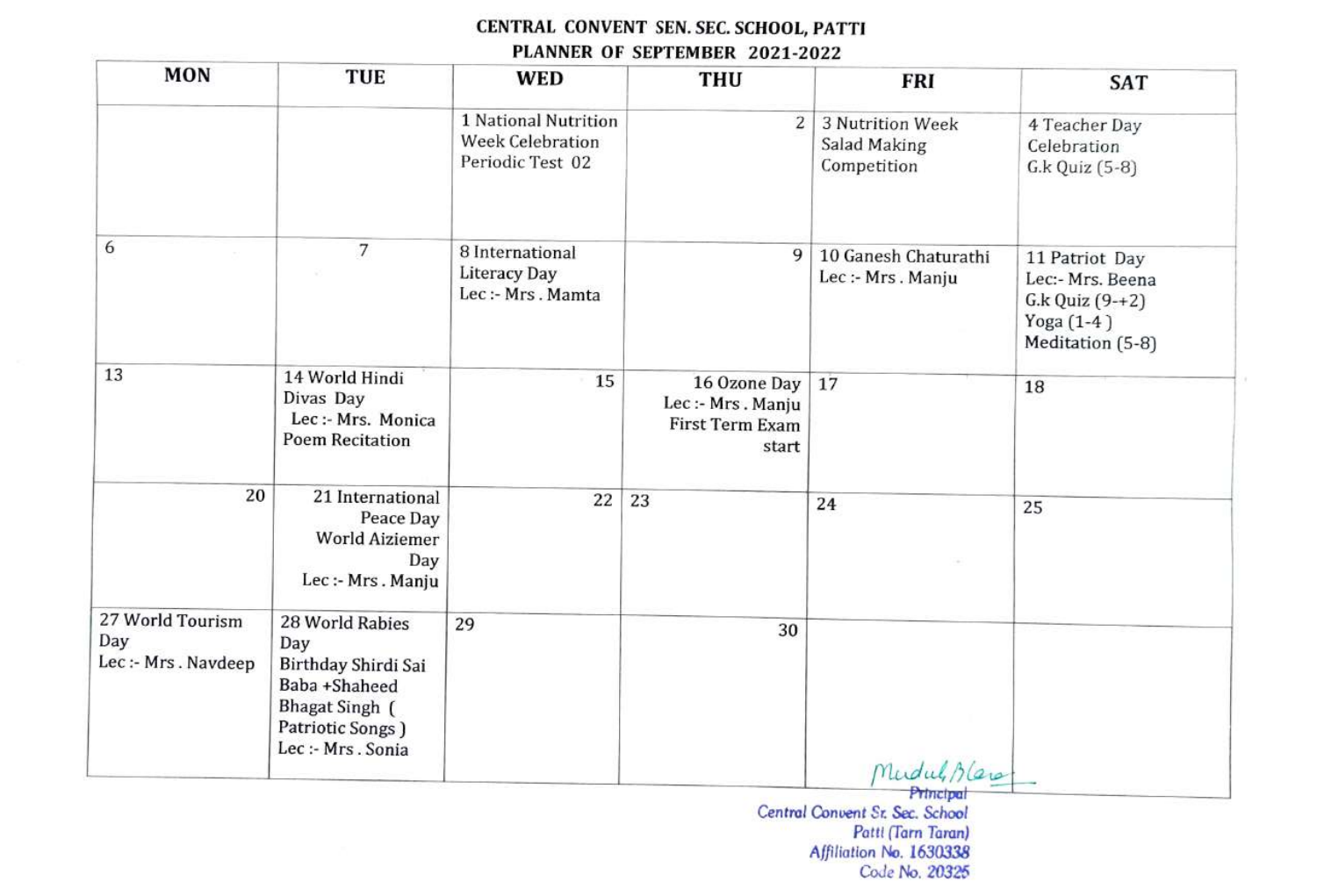# CENTRAL CONVENT SEN. SEC. SCHOOL, PATTI

## PLANNER OF SEPTEMBER 2021-2022

| MON | TUE | WED | THU | FRI | SAT |
|---|---|---|---|---|---|
| | | 1 National Nutrition Week Celebration Periodic Test 02 | 2 | 3 Nutrition Week Salad Making Competition | 4 Teacher Day Celebration G.k Quiz (5-8) |
| 6 | 7 | 8 International Literacy Day Lec :- Mrs . Mamta | 9 | 10 Ganesh Chaturathi Lec :- Mrs . Manju | 11 Patriot Day Lec:- Mrs. Beena G.k Quiz (9-+2) Yoga (1-4 ) Meditation (5-8) |
| 13 | 14 World Hindi Divas Day Lec :- Mrs. Monica Poem Recitation | 15 | 16 Ozone Day Lec :- Mrs . Manju First Term Exam start | 17 | 18 |
| 20 | 21 International Peace Day World Aiziemer Day Lec :- Mrs . Manju | 22 | 23 | 24 | 25 |
| 27 World Tourism Day Lec :- Mrs . Navdeep | 28 World Rabies Day Birthday Shirdi Sai Baba +Shaheed Bhagat Singh ( Patriotic Songs ) Lec :- Mrs . Sonia | 29 | 30 | | |

Principal
Central Convent Sr. Sec. School
Patti (Tarn Taran)
Affiliation No. 1630338
Code No. 20325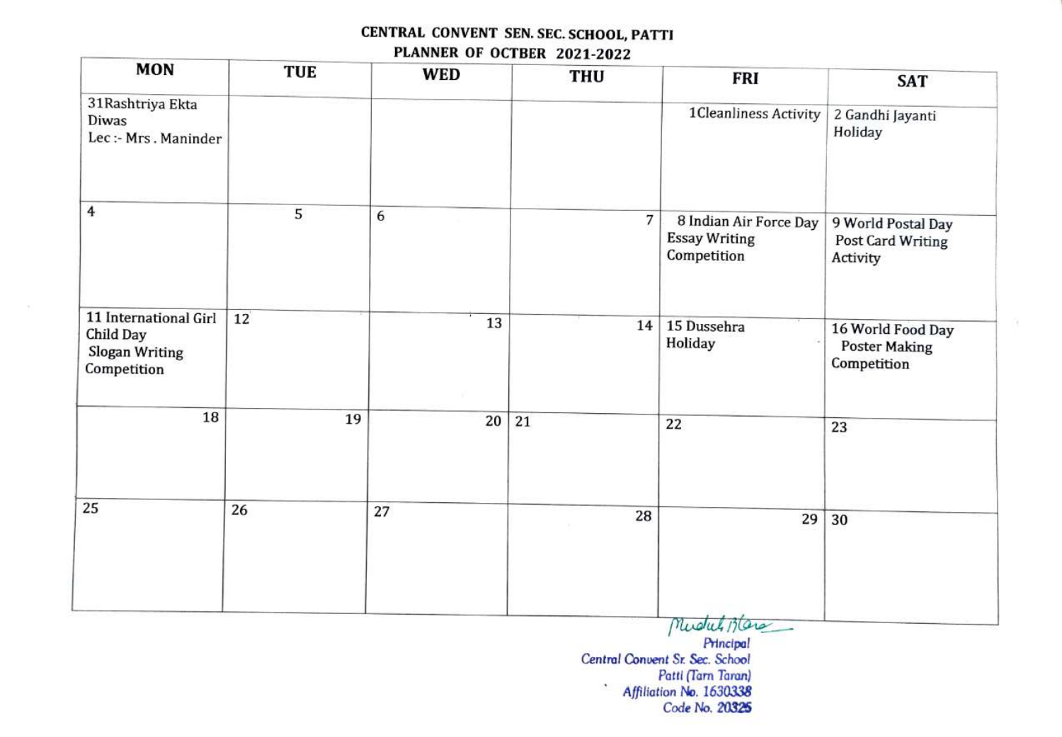# CENTRAL CONVENT SEN. SEC. SCHOOL, PATTI

## PLANNER OF OCTBER 2021-2022

| MON | TUE | WED | THU | FRI | SAT |
|---|---|---|---|---|---|
| 31 Rashtriya Ekta Diwas Lec :- Mrs . Maninder | | | | 1 Cleanliness Activity | 2 Gandhi Jayanti Holiday |
| 4 | 5 | 6 | 7 | 8 Indian Air Force Day Essay Writing Competition | 9 World Postal Day Post Card Writing Activity |
| 11 International Girl Child Day Slogan Writing Competition | 12 | 13 | 14 | 15 Dussehra Holiday | 16 World Food Day Poster Making Competition |
| 18 | 19 | 20 | 21 | 22 | 23 |
| 25 | 26 | 27 | 28 | 29 | 30 |

Principal
Central Convent Sr. Sec. School
Patti (Tarn Taran)
Affiliation No. 1630338
Code No. 20325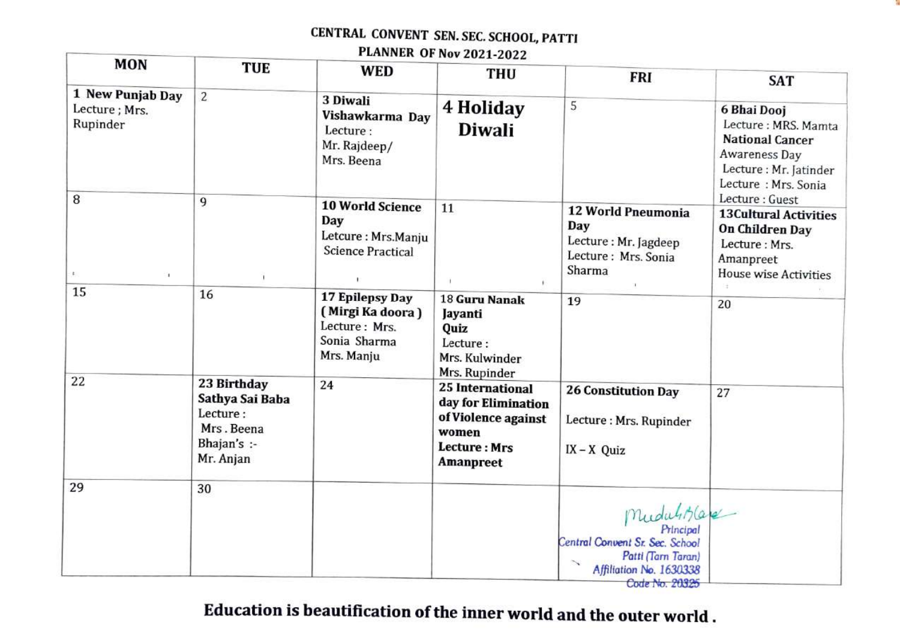# CENTRAL CONVENT SEN. SEC. SCHOOL, PATTI

## PLANNER OF Nov 2021-2022

| MON | TUE | WED | THU | FRI | SAT |
|---|---|---|---|---|---|
| **1 New Punjab Day** Lecture ; Mrs. Rupinder | 2 | **3 Diwali Vishawkarma Day** Lecture : Mr. Rajdeep/ Mrs. Beena | **4 Holiday Diwali** | 5 | **6 Bhai Dooj** Lecture : MRS. Mamta **National Cancer** Awareness Day Lecture : Mr. Jatinder Lecture : Mrs. Sonia Lecture : Guest |
| 8 | 9 | **10 World Science Day** Letcure : Mrs.Manju Science Practical | 11 | **12 World Pneumonia Day** Lecture : Mr. Jagdeep Lecture : Mrs. Sonia Sharma | **13Cultural Activities On Children Day** Lecture : Mrs. Amanpreet House wise Activities |
| 15 | 16 | **17 Epilepsy Day ( Mirgi Ka doora )** Lecture : Mrs. Sonia Sharma Mrs. Manju | **18 Guru Nanak Jayanti Quiz** Lecture : Mrs. Kulwinder Mrs. Rupinder | 19 | 20 |
| 22 | **23 Birthday Sathya Sai Baba** Lecture : Mrs . Beena Bhajan's :- Mr. Anjan | 24 | **25 International day for Elimination of Violence against women** **Lecture : Mrs Amanpreet** | **26 Constitution Day** Lecture : Mrs. Rupinder IX – X Quiz | 27 |
| 29 | 30 | | | | |

Mridula Blare
Principal
Central Convent Sr. Sec. School
Patti (Tarn Taran)
Affiliation No. 1630338
Code No. 20325

**Education is beautification of the inner world and the outer world .**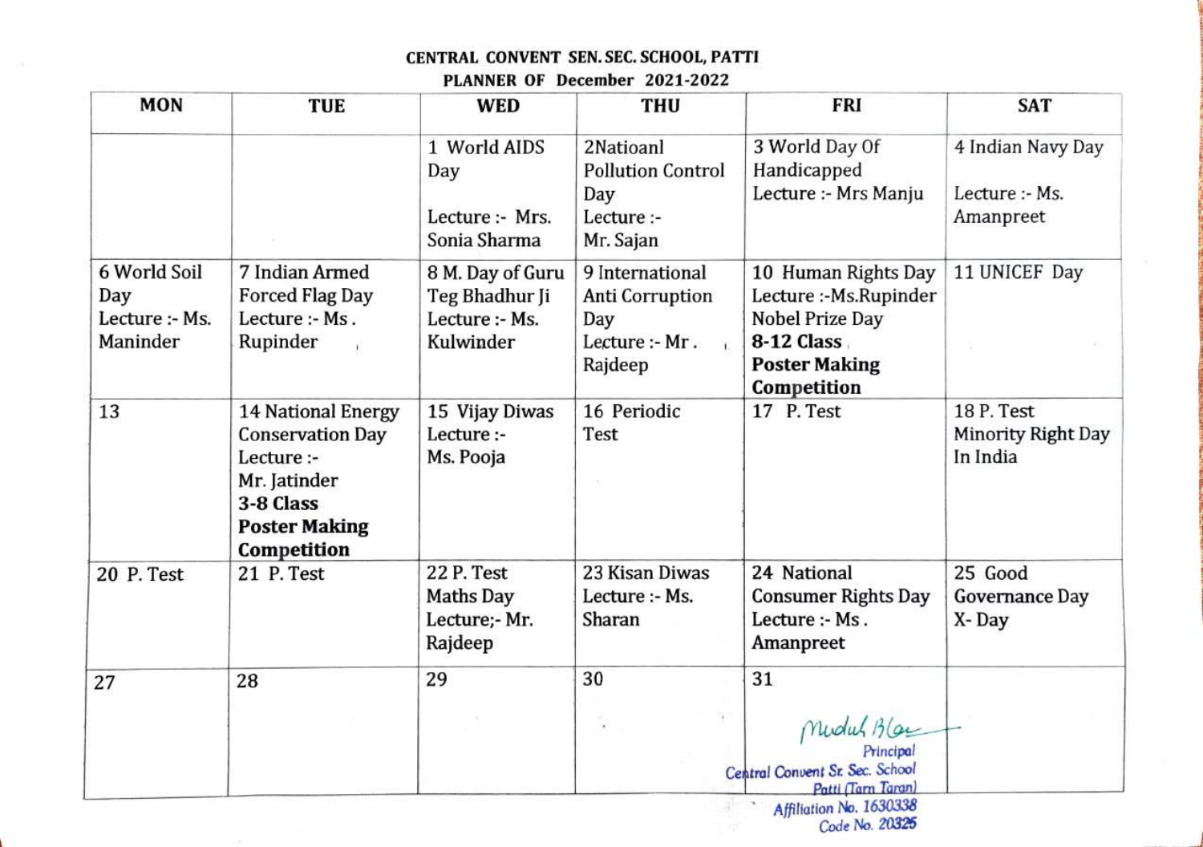**CENTRAL CONVENT SEN. SEC. SCHOOL, PATTI**

**PLANNER OF December 2021-2022**

| MON | TUE | WED | THU | FRI | SAT |
|---|---|---|---|---|---|
| | | 1 World AIDS Day<br><br>Lecture :- Mrs. Sonia Sharma | 2Natioanl Pollution Control Day<br>Lecture :- Mr. Sajan | 3 World Day Of Handicapped<br>Lecture :- Mrs Manju | 4 Indian Navy Day<br><br>Lecture :- Ms. Amanpreet |
| 6 World Soil Day<br>Lecture :- Ms. Maninder | 7 Indian Armed Forced Flag Day<br>Lecture :- Ms . Rupinder | 8 M. Day of Guru Teg Bhadhur Ji<br>Lecture :- Ms. Kulwinder | 9 International Anti Corruption Day<br>Lecture :- Mr . Rajdeep | 10 Human Rights Day<br>Lecture :-Ms.Rupinder<br>Nobel Prize Day<br>**8-12 Class**<br>**Poster Making Competition** | 11 UNICEF Day |
| 13 | 14 National Energy Conservation Day<br>Lecture :-<br>Mr. Jatinder<br>**3-8 Class**<br>**Poster Making Competition** | 15 Vijay Diwas<br>Lecture :-<br>Ms. Pooja | 16 Periodic Test | 17 P. Test | 18 P. Test<br>Minority Right Day In India |
| 20 P. Test | 21 P. Test | 22 P. Test<br>Maths Day<br>Lecture;- Mr. Rajdeep | 23 Kisan Diwas<br>Lecture :- Ms. Sharan | 24 National Consumer Rights Day<br>Lecture :- Ms . Amanpreet | 25 Good Governance Day<br>X- Day |
| 27 | 28 | 29 | 30 | 31 | |

Principal
Central Convent Sr. Sec. School
Patti (Tarn Taran)
Affiliation No. 1630338
Code No. 20325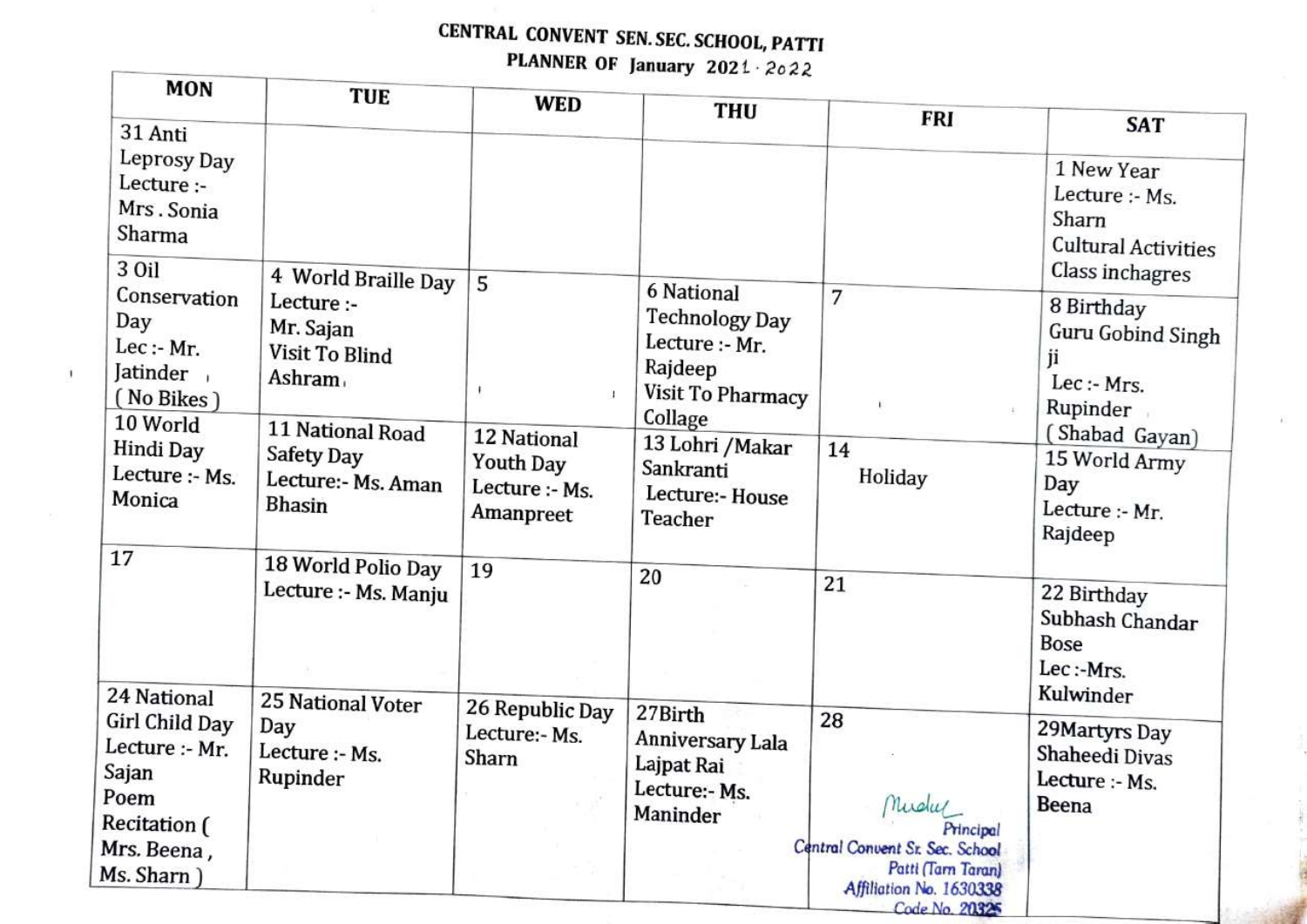# CENTRAL CONVENT SEN. SEC. SCHOOL, PATTI

## PLANNER OF January 2021-2022

| MON | TUE | WED | THU | FRI | SAT |
|---|---|---|---|---|---|
| 31 Anti Leprosy Day Lecture :- Mrs . Sonia Sharma | | | | | 1 New Year Lecture :- Ms. Sharn Cultural Activities Class inchagres |
| 3 Oil Conservation Day Lec :- Mr. Jatinder ( No Bikes ) | 4 World Braille Day Lecture :- Mr. Sajan Visit To Blind Ashram | 5 | 6 National Technology Day Lecture :- Mr. Rajdeep Visit To Pharmacy Collage | 7 | 8 Birthday Guru Gobind Singh ji Lec :- Mrs. Rupinder ( Shabad Gayan) |
| 10 World Hindi Day Lecture :- Ms. Monica | 11 National Road Safety Day Lecture:- Ms. Aman Bhasin | 12 National Youth Day Lecture :- Ms. Amanpreet | 13 Lohri /Makar Sankranti Lecture:- House Teacher | 14 Holiday | 15 World Army Day Lecture :- Mr. Rajdeep |
| 17 | 18 World Polio Day Lecture :- Ms. Manju | 19 | 20 | 21 | 22 Birthday Subhash Chandar Bose Lec :-Mrs. Kulwinder |
| 24 National Girl Child Day Lecture :- Mr. Sajan Poem Recitation ( Mrs. Beena , Ms. Sharn ) | 25 National Voter Day Lecture :- Ms. Rupinder | 26 Republic Day Lecture:- Ms. Sharn | 27Birth Anniversary Lala Lajpat Rai Lecture:- Ms. Maninder | 28 | 29Martyrs Day Shaheedi Divas Lecture :- Ms. Beena |

Principal
Central Convent Sr. Sec. School
Patti (Tarn Taran)
Affiliation No. 1630338
Code No. 20325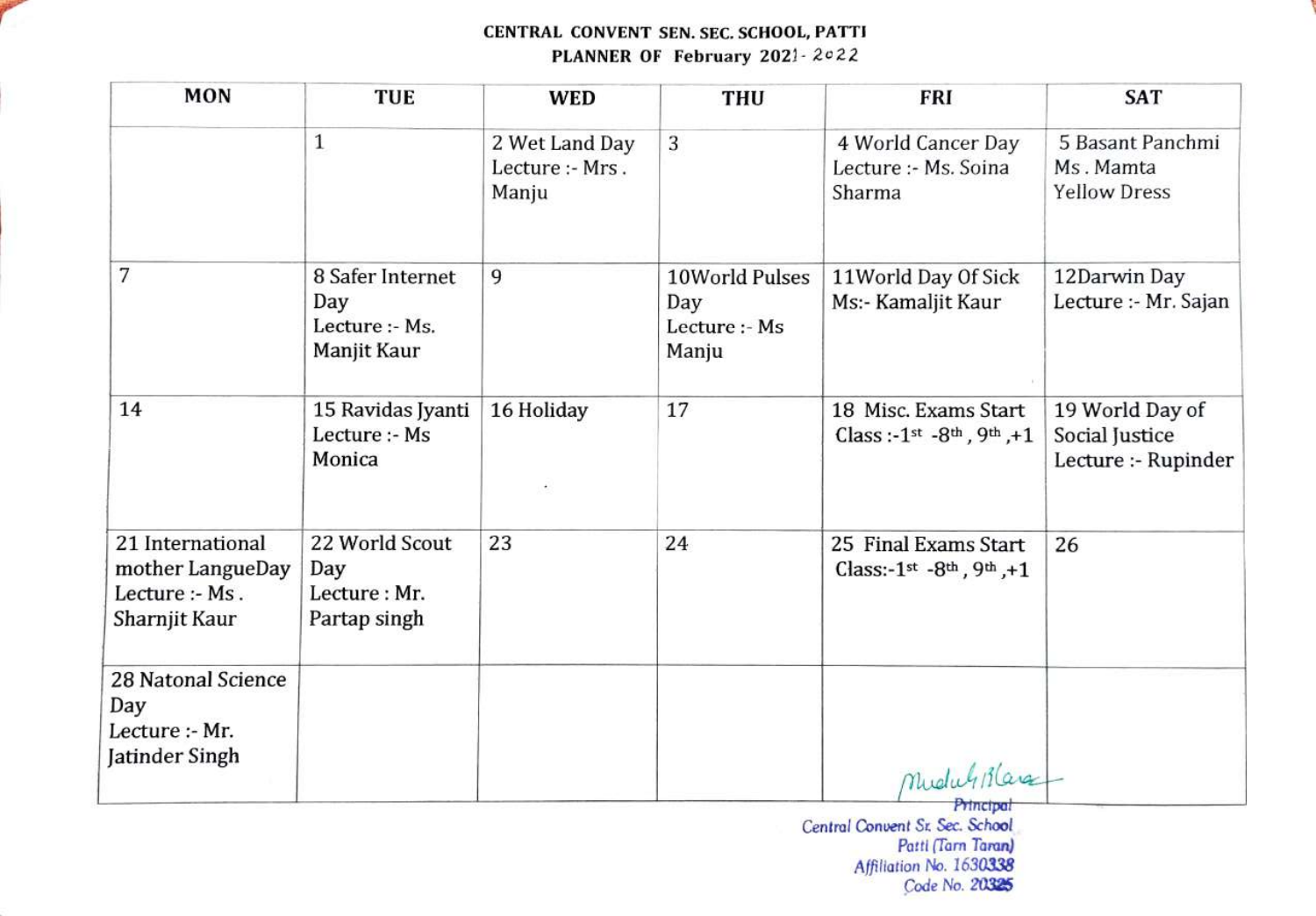**CENTRAL CONVENT SEN. SEC. SCHOOL, PATTI**

**PLANNER OF February 2021-2022**

| MON | TUE | WED | THU | FRI | SAT |
|---|---|---|---|---|---|
| | 1 | 2 Wet Land Day Lecture :- Mrs . Manju | 3 | 4 World Cancer Day Lecture :- Ms. Soina Sharma | 5 Basant Panchmi Ms . Mamta Yellow Dress |
| 7 | 8 Safer Internet Day Lecture :- Ms. Manjit Kaur | 9 | 10World Pulses Day Lecture :- Ms Manju | 11World Day Of Sick Ms:- Kamaljit Kaur | 12Darwin Day Lecture :- Mr. Sajan |
| 14 | 15 Ravidas Jyanti Lecture :- Ms Monica | 16 Holiday | 17 | 18 Misc. Exams Start Class :-1st -8th , 9th ,+1 | 19 World Day of Social Justice Lecture :- Rupinder |
| 21 International mother LangueDay Lecture :- Ms . Sharnjit Kaur | 22 World Scout Day Lecture : Mr. Partap singh | 23 | 24 | 25 Final Exams Start Class:-1st -8th , 9th ,+1 | 26 |
| 28 Natonal Science Day Lecture :- Mr. Jatinder Singh | | | | | |

Principal
Central Convent Sr. Sec. School
Patti (Tarn Taran)
Affiliation No. 1630338
Code No. 20325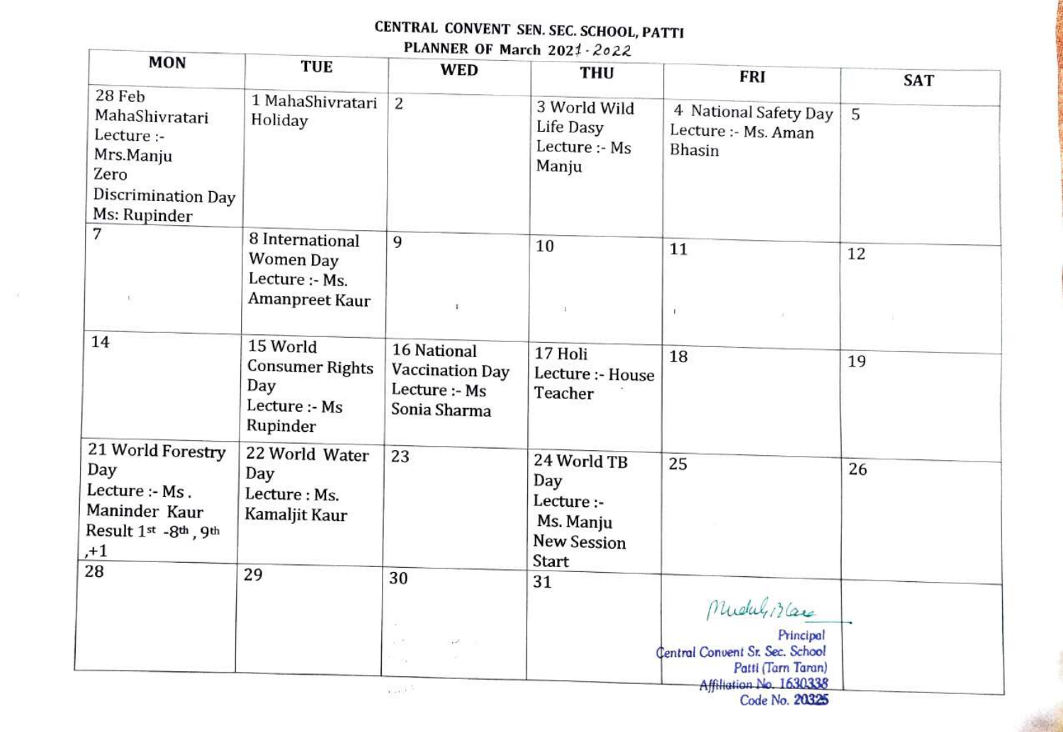# CENTRAL CONVENT SEN. SEC. SCHOOL, PATTI

## PLANNER OF March 2021-2022

| MON | TUE | WED | THU | FRI | SAT |
|---|---|---|---|---|---|
| 28 Feb MahaShivratari Lecture :- Mrs.Manju Zero Discrimination Day Ms: Rupinder | 1 MahaShivratari Holiday | 2 | 3 World Wild Life Dasy Lecture :- Ms Manju | 4 National Safety Day Lecture :- Ms. Aman Bhasin | 5 |
| 7 | 8 International Women Day Lecture :- Ms. Amanpreet Kaur | 9 | 10 | 11 | 12 |
| 14 | 15 World Consumer Rights Day Lecture :- Ms Rupinder | 16 National Vaccination Day Lecture :- Ms Sonia Sharma | 17 Holi Lecture :- House Teacher | 18 | 19 |
| 21 World Forestry Day Lecture :- Ms . Maninder Kaur Result 1st -8th , 9th ,+1 | 22 World Water Day Lecture : Ms. Kamaljit Kaur | 23 | 24 World TB Day Lecture :- Ms. Manju New Session Start | 25 | 26 |
| 28 | 29 | 30 | 31 | | |

Principal
Central Convent Sr. Sec. School
Patti (Tarn Taran)
Affiliation No. 1630338
Code No. 20325